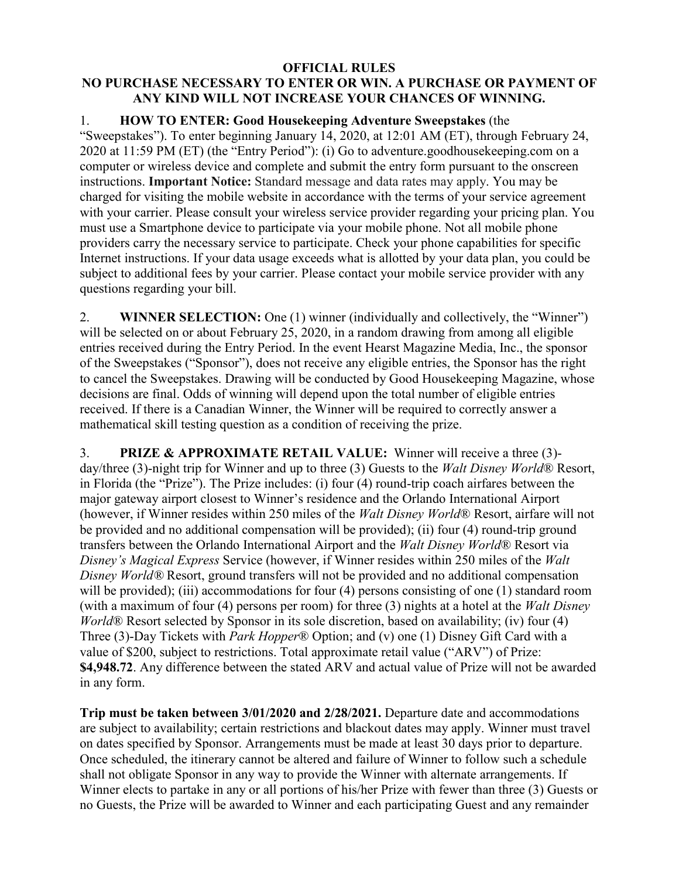**OFFICIAL RULES**

**NO PURCHASE NECESSARY TO ENTER OR WIN. A PURCHASE OR PAYMENT OF ANY KIND WILL NOT INCREASE YOUR CHANCES OF WINNING.**

1. **HOW TO ENTER: Good Housekeeping Adventure Sweepstakes** (the "Sweepstakes"). To enter beginning January 14, 2020, at 12:01 AM (ET), through February 24, 2020 at 11:59 PM (ET) (the "Entry Period"): (i) Go to adventure.goodhousekeeping.com on a computer or wireless device and complete and submit the entry form pursuant to the onscreen instructions. **Important Notice:** Standard message and data rates may apply. You may be charged for visiting the mobile website in accordance with the terms of your service agreement with your carrier. Please consult your wireless service provider regarding your pricing plan. You must use a Smartphone device to participate via your mobile phone. Not all mobile phone providers carry the necessary service to participate. Check your phone capabilities for specific Internet instructions. If your data usage exceeds what is allotted by your data plan, you could be subject to additional fees by your carrier. Please contact your mobile service provider with any questions regarding your bill.

2. **WINNER SELECTION:** One (1) winner (individually and collectively, the "Winner") will be selected on or about February 25, 2020, in a random drawing from among all eligible entries received during the Entry Period. In the event Hearst Magazine Media, Inc., the sponsor of the Sweepstakes ("Sponsor"), does not receive any eligible entries, the Sponsor has the right to cancel the Sweepstakes. Drawing will be conducted by Good Housekeeping Magazine, whose decisions are final. Odds of winning will depend upon the total number of eligible entries received. If there is a Canadian Winner, the Winner will be required to correctly answer a mathematical skill testing question as a condition of receiving the prize.

3. **PRIZE & APPROXIMATE RETAIL VALUE:** Winner will receive a three (3)-day/three (3)-night trip for Winner and up to three (3) Guests to the *Walt Disney World*® Resort, in Florida (the "Prize"). The Prize includes: (i) four (4) round-trip coach airfares between the major gateway airport closest to Winner's residence and the Orlando International Airport (however, if Winner resides within 250 miles of the *Walt Disney World*® Resort, airfare will not be provided and no additional compensation will be provided); (ii) four (4) round-trip ground transfers between the Orlando International Airport and the *Walt Disney World*® Resort via *Disney's Magical Express* Service (however, if Winner resides within 250 miles of the *Walt Disney World®* Resort, ground transfers will not be provided and no additional compensation will be provided); (iii) accommodations for four (4) persons consisting of one (1) standard room (with a maximum of four (4) persons per room) for three (3) nights at a hotel at the *Walt Disney World*® Resort selected by Sponsor in its sole discretion, based on availability; (iv) four (4) Three (3)-Day Tickets with *Park Hopper*® Option; and (v) one (1) Disney Gift Card with a value of $200, subject to restrictions. Total approximate retail value ("ARV") of Prize: **$4,948.72**. Any difference between the stated ARV and actual value of Prize will not be awarded in any form.

**Trip must be taken between 3/01/2020 and 2/28/2021.** Departure date and accommodations are subject to availability; certain restrictions and blackout dates may apply. Winner must travel on dates specified by Sponsor. Arrangements must be made at least 30 days prior to departure. Once scheduled, the itinerary cannot be altered and failure of Winner to follow such a schedule shall not obligate Sponsor in any way to provide the Winner with alternate arrangements. If Winner elects to partake in any or all portions of his/her Prize with fewer than three (3) Guests or no Guests, the Prize will be awarded to Winner and each participating Guest and any remainder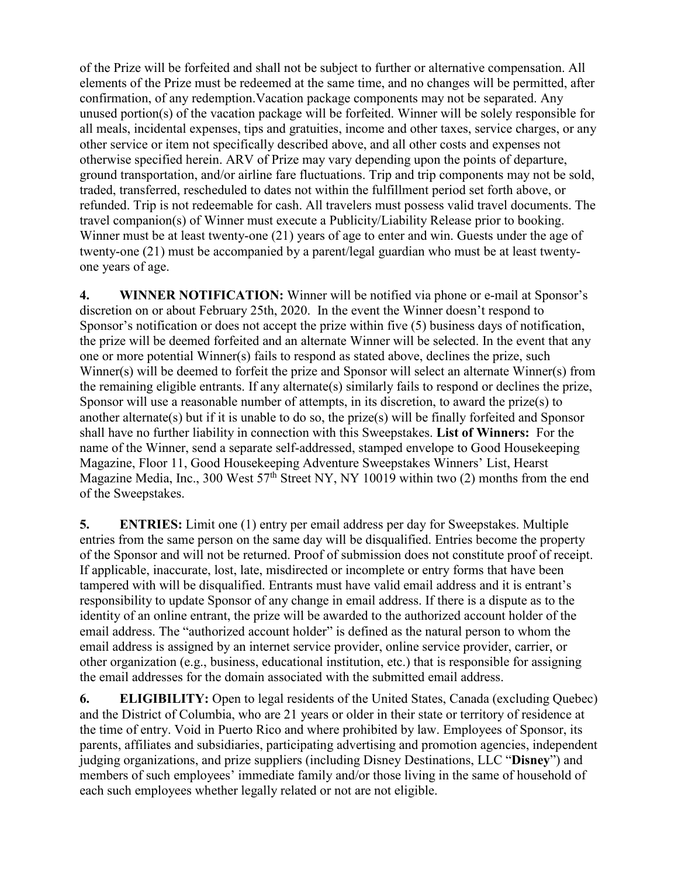of the Prize will be forfeited and shall not be subject to further or alternative compensation. All elements of the Prize must be redeemed at the same time, and no changes will be permitted, after confirmation, of any redemption.Vacation package components may not be separated. Any unused portion(s) of the vacation package will be forfeited. Winner will be solely responsible for all meals, incidental expenses, tips and gratuities, income and other taxes, service charges, or any other service or item not specifically described above, and all other costs and expenses not otherwise specified herein. ARV of Prize may vary depending upon the points of departure, ground transportation, and/or airline fare fluctuations. Trip and trip components may not be sold, traded, transferred, rescheduled to dates not within the fulfillment period set forth above, or refunded. Trip is not redeemable for cash. All travelers must possess valid travel documents. The travel companion(s) of Winner must execute a Publicity/Liability Release prior to booking. Winner must be at least twenty-one (21) years of age to enter and win. Guests under the age of twenty-one (21) must be accompanied by a parent/legal guardian who must be at least twenty-one years of age.

**4. WINNER NOTIFICATION:** Winner will be notified via phone or e-mail at Sponsor's discretion on or about February 25th, 2020. In the event the Winner doesn't respond to Sponsor's notification or does not accept the prize within five (5) business days of notification, the prize will be deemed forfeited and an alternate Winner will be selected. In the event that any one or more potential Winner(s) fails to respond as stated above, declines the prize, such Winner(s) will be deemed to forfeit the prize and Sponsor will select an alternate Winner(s) from the remaining eligible entrants. If any alternate(s) similarly fails to respond or declines the prize, Sponsor will use a reasonable number of attempts, in its discretion, to award the prize(s) to another alternate(s) but if it is unable to do so, the prize(s) will be finally forfeited and Sponsor shall have no further liability in connection with this Sweepstakes. **List of Winners:** For the name of the Winner, send a separate self-addressed, stamped envelope to Good Housekeeping Magazine, Floor 11, Good Housekeeping Adventure Sweepstakes Winners' List, Hearst Magazine Media, Inc., 300 West 57th Street NY, NY 10019 within two (2) months from the end of the Sweepstakes.

**5. ENTRIES:** Limit one (1) entry per email address per day for Sweepstakes. Multiple entries from the same person on the same day will be disqualified. Entries become the property of the Sponsor and will not be returned. Proof of submission does not constitute proof of receipt. If applicable, inaccurate, lost, late, misdirected or incomplete or entry forms that have been tampered with will be disqualified. Entrants must have valid email address and it is entrant's responsibility to update Sponsor of any change in email address. If there is a dispute as to the identity of an online entrant, the prize will be awarded to the authorized account holder of the email address. The "authorized account holder" is defined as the natural person to whom the email address is assigned by an internet service provider, online service provider, carrier, or other organization (e.g., business, educational institution, etc.) that is responsible for assigning the email addresses for the domain associated with the submitted email address.

**6. ELIGIBILITY:** Open to legal residents of the United States, Canada (excluding Quebec) and the District of Columbia, who are 21 years or older in their state or territory of residence at the time of entry. Void in Puerto Rico and where prohibited by law. Employees of Sponsor, its parents, affiliates and subsidiaries, participating advertising and promotion agencies, independent judging organizations, and prize suppliers (including Disney Destinations, LLC "**Disney**") and members of such employees' immediate family and/or those living in the same of household of each such employees whether legally related or not are not eligible.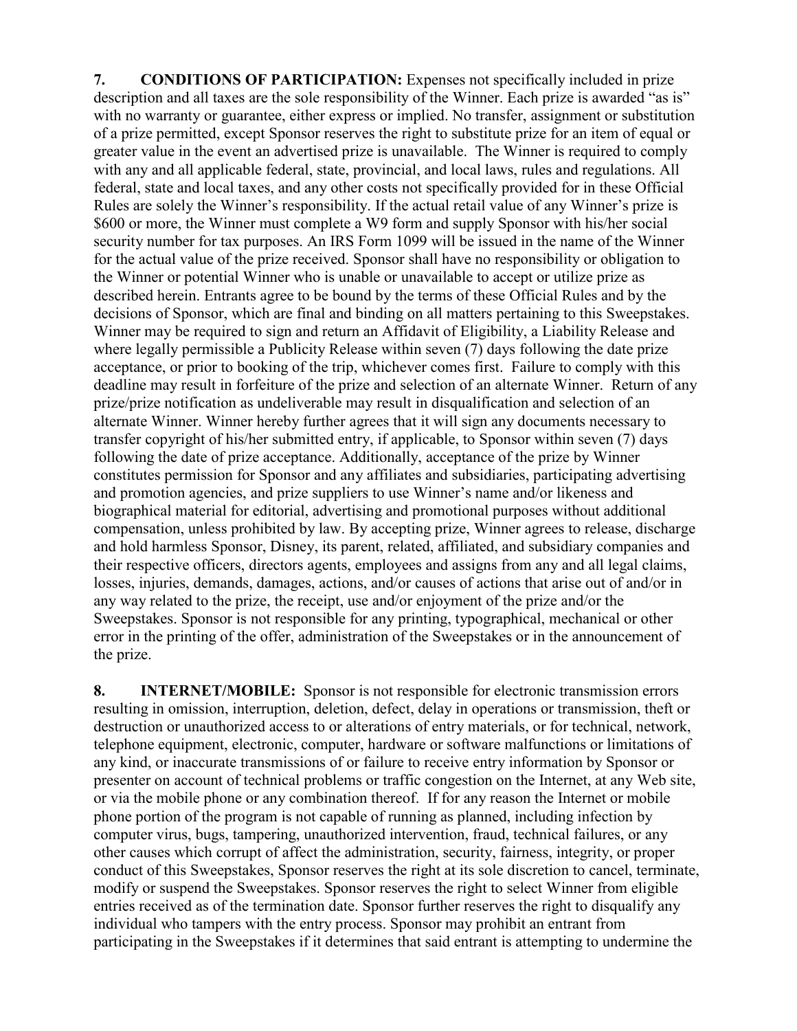**7. CONDITIONS OF PARTICIPATION:** Expenses not specifically included in prize description and all taxes are the sole responsibility of the Winner. Each prize is awarded "as is" with no warranty or guarantee, either express or implied. No transfer, assignment or substitution of a prize permitted, except Sponsor reserves the right to substitute prize for an item of equal or greater value in the event an advertised prize is unavailable. The Winner is required to comply with any and all applicable federal, state, provincial, and local laws, rules and regulations. All federal, state and local taxes, and any other costs not specifically provided for in these Official Rules are solely the Winner's responsibility. If the actual retail value of any Winner's prize is $600 or more, the Winner must complete a W9 form and supply Sponsor with his/her social security number for tax purposes. An IRS Form 1099 will be issued in the name of the Winner for the actual value of the prize received. Sponsor shall have no responsibility or obligation to the Winner or potential Winner who is unable or unavailable to accept or utilize prize as described herein. Entrants agree to be bound by the terms of these Official Rules and by the decisions of Sponsor, which are final and binding on all matters pertaining to this Sweepstakes. Winner may be required to sign and return an Affidavit of Eligibility, a Liability Release and where legally permissible a Publicity Release within seven (7) days following the date prize acceptance, or prior to booking of the trip, whichever comes first. Failure to comply with this deadline may result in forfeiture of the prize and selection of an alternate Winner. Return of any prize/prize notification as undeliverable may result in disqualification and selection of an alternate Winner. Winner hereby further agrees that it will sign any documents necessary to transfer copyright of his/her submitted entry, if applicable, to Sponsor within seven (7) days following the date of prize acceptance. Additionally, acceptance of the prize by Winner constitutes permission for Sponsor and any affiliates and subsidiaries, participating advertising and promotion agencies, and prize suppliers to use Winner's name and/or likeness and biographical material for editorial, advertising and promotional purposes without additional compensation, unless prohibited by law. By accepting prize, Winner agrees to release, discharge and hold harmless Sponsor, Disney, its parent, related, affiliated, and subsidiary companies and their respective officers, directors agents, employees and assigns from any and all legal claims, losses, injuries, demands, damages, actions, and/or causes of actions that arise out of and/or in any way related to the prize, the receipt, use and/or enjoyment of the prize and/or the Sweepstakes. Sponsor is not responsible for any printing, typographical, mechanical or other error in the printing of the offer, administration of the Sweepstakes or in the announcement of the prize.

**8. INTERNET/MOBILE:** Sponsor is not responsible for electronic transmission errors resulting in omission, interruption, deletion, defect, delay in operations or transmission, theft or destruction or unauthorized access to or alterations of entry materials, or for technical, network, telephone equipment, electronic, computer, hardware or software malfunctions or limitations of any kind, or inaccurate transmissions of or failure to receive entry information by Sponsor or presenter on account of technical problems or traffic congestion on the Internet, at any Web site, or via the mobile phone or any combination thereof. If for any reason the Internet or mobile phone portion of the program is not capable of running as planned, including infection by computer virus, bugs, tampering, unauthorized intervention, fraud, technical failures, or any other causes which corrupt of affect the administration, security, fairness, integrity, or proper conduct of this Sweepstakes, Sponsor reserves the right at its sole discretion to cancel, terminate, modify or suspend the Sweepstakes. Sponsor reserves the right to select Winner from eligible entries received as of the termination date. Sponsor further reserves the right to disqualify any individual who tampers with the entry process. Sponsor may prohibit an entrant from participating in the Sweepstakes if it determines that said entrant is attempting to undermine the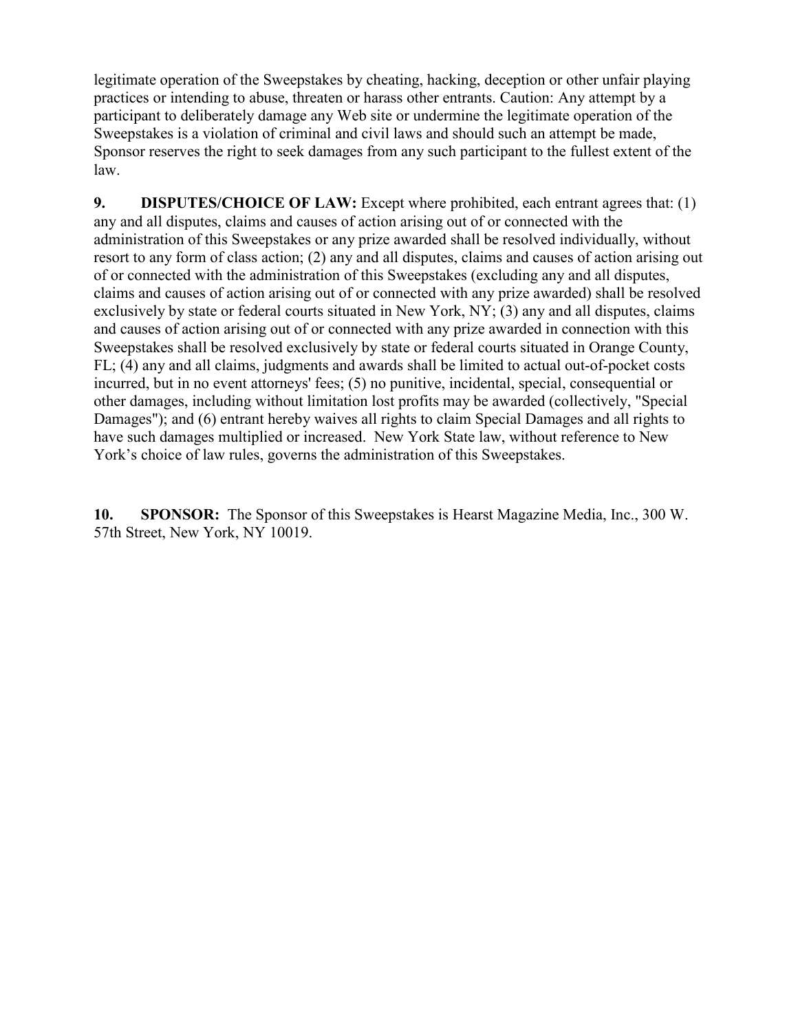legitimate operation of the Sweepstakes by cheating, hacking, deception or other unfair playing practices or intending to abuse, threaten or harass other entrants. Caution: Any attempt by a participant to deliberately damage any Web site or undermine the legitimate operation of the Sweepstakes is a violation of criminal and civil laws and should such an attempt be made, Sponsor reserves the right to seek damages from any such participant to the fullest extent of the law.

**9. DISPUTES/CHOICE OF LAW:** Except where prohibited, each entrant agrees that: (1) any and all disputes, claims and causes of action arising out of or connected with the administration of this Sweepstakes or any prize awarded shall be resolved individually, without resort to any form of class action; (2) any and all disputes, claims and causes of action arising out of or connected with the administration of this Sweepstakes (excluding any and all disputes, claims and causes of action arising out of or connected with any prize awarded) shall be resolved exclusively by state or federal courts situated in New York, NY; (3) any and all disputes, claims and causes of action arising out of or connected with any prize awarded in connection with this Sweepstakes shall be resolved exclusively by state or federal courts situated in Orange County, FL; (4) any and all claims, judgments and awards shall be limited to actual out-of-pocket costs incurred, but in no event attorneys' fees; (5) no punitive, incidental, special, consequential or other damages, including without limitation lost profits may be awarded (collectively, "Special Damages"); and (6) entrant hereby waives all rights to claim Special Damages and all rights to have such damages multiplied or increased. New York State law, without reference to New York's choice of law rules, governs the administration of this Sweepstakes.

**10. SPONSOR:** The Sponsor of this Sweepstakes is Hearst Magazine Media, Inc., 300 W. 57th Street, New York, NY 10019.